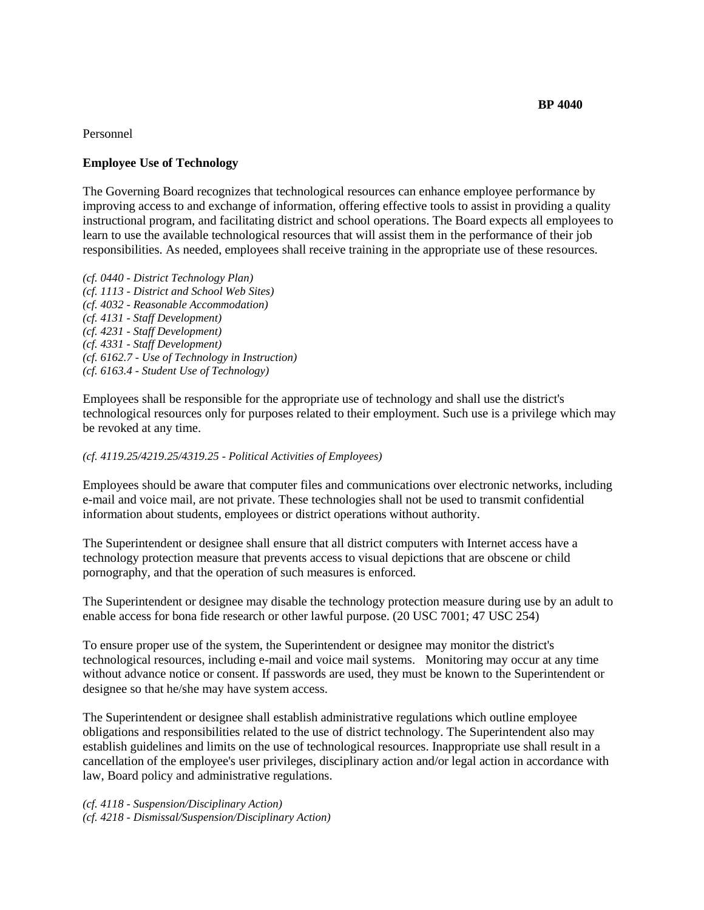**BP 4040**

Personnel

## Employee Use of Technology

The Governing Board recognizes that technological resources can enhance employee performance by improving access to and exchange of information, offering effective tools to assist in providing a quality instructional program, and facilitating district and school operations. The Board expects all employees to learn to use the available technological resources that will assist them in the performance of their job responsibilities. As needed, employees shall receive training in the appropriate use of these resources.

*(cf. 0440 - District Technology Plan)*
*(cf. 1113 - District and School Web Sites)*
*(cf. 4032 - Reasonable Accommodation)*
*(cf. 4131 - Staff Development)*
*(cf. 4231 - Staff Development)*
*(cf. 4331 - Staff Development)*
*(cf. 6162.7 - Use of Technology in Instruction)*
*(cf. 6163.4 - Student Use of Technology)*

Employees shall be responsible for the appropriate use of technology and shall use the district's technological resources only for purposes related to their employment. Such use is a privilege which may be revoked at any time.

*(cf. 4119.25/4219.25/4319.25 - Political Activities of Employees)*

Employees should be aware that computer files and communications over electronic networks, including e-mail and voice mail, are not private. These technologies shall not be used to transmit confidential information about students, employees or district operations without authority.

The Superintendent or designee shall ensure that all district computers with Internet access have a technology protection measure that prevents access to visual depictions that are obscene or child pornography, and that the operation of such measures is enforced.

The Superintendent or designee may disable the technology protection measure during use by an adult to enable access for bona fide research or other lawful purpose. (20 USC 7001; 47 USC 254)

To ensure proper use of the system, the Superintendent or designee may monitor the district's technological resources, including e-mail and voice mail systems. Monitoring may occur at any time without advance notice or consent. If passwords are used, they must be known to the Superintendent or designee so that he/she may have system access.

The Superintendent or designee shall establish administrative regulations which outline employee obligations and responsibilities related to the use of district technology. The Superintendent also may establish guidelines and limits on the use of technological resources. Inappropriate use shall result in a cancellation of the employee's user privileges, disciplinary action and/or legal action in accordance with law, Board policy and administrative regulations.

*(cf. 4118 - Suspension/Disciplinary Action)*
*(cf. 4218 - Dismissal/Suspension/Disciplinary Action)*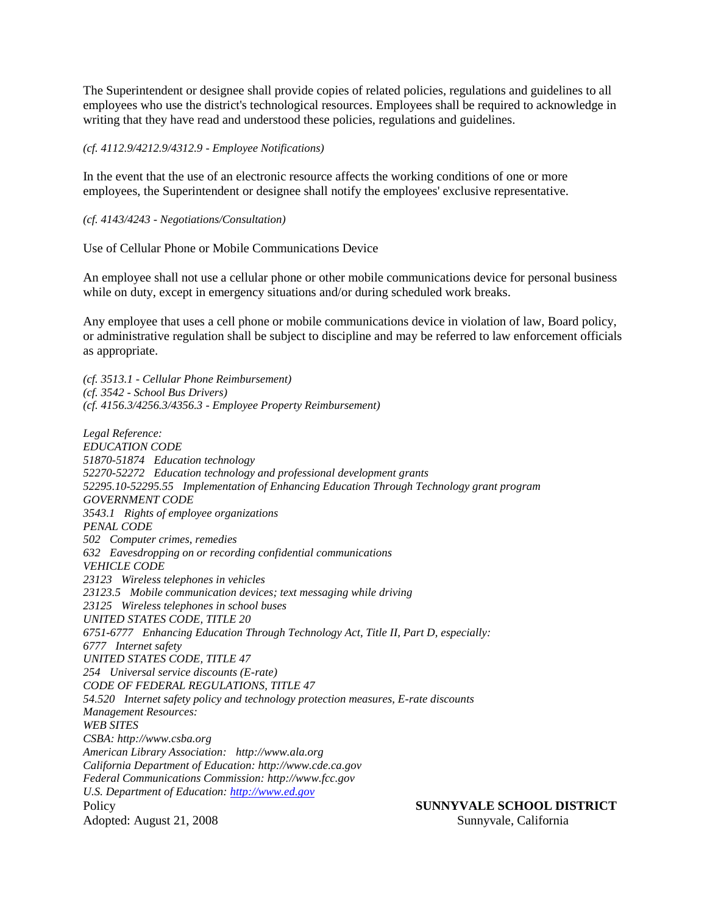The Superintendent or designee shall provide copies of related policies, regulations and guidelines to all employees who use the district's technological resources. Employees shall be required to acknowledge in writing that they have read and understood these policies, regulations and guidelines.

*(cf. 4112.9/4212.9/4312.9 - Employee Notifications)*

In the event that the use of an electronic resource affects the working conditions of one or more employees, the Superintendent or designee shall notify the employees' exclusive representative.

*(cf. 4143/4243 - Negotiations/Consultation)*

Use of Cellular Phone or Mobile Communications Device

An employee shall not use a cellular phone or other mobile communications device for personal business while on duty, except in emergency situations and/or during scheduled work breaks.

Any employee that uses a cell phone or mobile communications device in violation of law, Board policy, or administrative regulation shall be subject to discipline and may be referred to law enforcement officials as appropriate.

*(cf. 3513.1 - Cellular Phone Reimbursement)*
*(cf. 3542 - School Bus Drivers)*
*(cf. 4156.3/4256.3/4356.3 - Employee Property Reimbursement)*

*Legal Reference:*
*EDUCATION CODE*
*51870-51874 Education technology*
*52270-52272 Education technology and professional development grants*
*52295.10-52295.55 Implementation of Enhancing Education Through Technology grant program*
*GOVERNMENT CODE*
*3543.1 Rights of employee organizations*
*PENAL CODE*
*502 Computer crimes, remedies*
*632 Eavesdropping on or recording confidential communications*
*VEHICLE CODE*
*23123 Wireless telephones in vehicles*
*23123.5 Mobile communication devices; text messaging while driving*
*23125 Wireless telephones in school buses*
*UNITED STATES CODE, TITLE 20*
*6751-6777 Enhancing Education Through Technology Act, Title II, Part D, especially:*
*6777 Internet safety*
*UNITED STATES CODE, TITLE 47*
*254 Universal service discounts (E-rate)*
*CODE OF FEDERAL REGULATIONS, TITLE 47*
*54.520 Internet safety policy and technology protection measures, E-rate discounts*
*Management Resources:*
*WEB SITES*
*CSBA: http://www.csba.org*
*American Library Association: http://www.ala.org*
*California Department of Education: http://www.cde.ca.gov*
*Federal Communications Commission: http://www.fcc.gov*
*U.S. Department of Education: http://www.ed.gov*

Policy
Adopted: August 21, 2008

**SUNNYVALE SCHOOL DISTRICT**
Sunnyvale, California